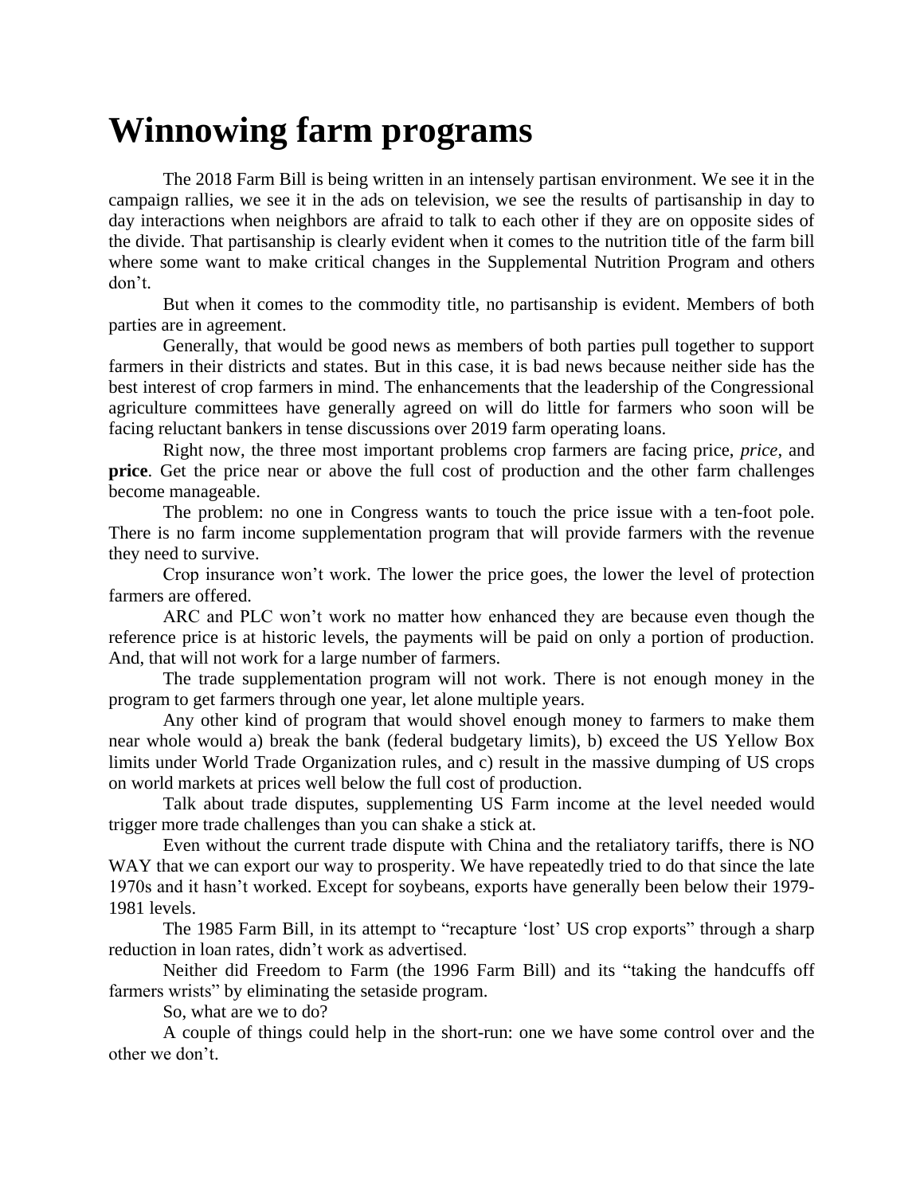# Winnowing farm programs

The 2018 Farm Bill is being written in an intensely partisan environment. We see it in the campaign rallies, we see it in the ads on television, we see the results of partisanship in day to day interactions when neighbors are afraid to talk to each other if they are on opposite sides of the divide. That partisanship is clearly evident when it comes to the nutrition title of the farm bill where some want to make critical changes in the Supplemental Nutrition Program and others don't.

But when it comes to the commodity title, no partisanship is evident. Members of both parties are in agreement.

Generally, that would be good news as members of both parties pull together to support farmers in their districts and states. But in this case, it is bad news because neither side has the best interest of crop farmers in mind. The enhancements that the leadership of the Congressional agriculture committees have generally agreed on will do little for farmers who soon will be facing reluctant bankers in tense discussions over 2019 farm operating loans.

Right now, the three most important problems crop farmers are facing price, *price*, and **price**. Get the price near or above the full cost of production and the other farm challenges become manageable.

The problem: no one in Congress wants to touch the price issue with a ten-foot pole. There is no farm income supplementation program that will provide farmers with the revenue they need to survive.

Crop insurance won't work. The lower the price goes, the lower the level of protection farmers are offered.

ARC and PLC won't work no matter how enhanced they are because even though the reference price is at historic levels, the payments will be paid on only a portion of production. And, that will not work for a large number of farmers.

The trade supplementation program will not work. There is not enough money in the program to get farmers through one year, let alone multiple years.

Any other kind of program that would shovel enough money to farmers to make them near whole would a) break the bank (federal budgetary limits), b) exceed the US Yellow Box limits under World Trade Organization rules, and c) result in the massive dumping of US crops on world markets at prices well below the full cost of production.

Talk about trade disputes, supplementing US Farm income at the level needed would trigger more trade challenges than you can shake a stick at.

Even without the current trade dispute with China and the retaliatory tariffs, there is NO WAY that we can export our way to prosperity. We have repeatedly tried to do that since the late 1970s and it hasn't worked. Except for soybeans, exports have generally been below their 1979-1981 levels.

The 1985 Farm Bill, in its attempt to "recapture 'lost' US crop exports" through a sharp reduction in loan rates, didn't work as advertised.

Neither did Freedom to Farm (the 1996 Farm Bill) and its "taking the handcuffs off farmers wrists" by eliminating the setaside program.

So, what are we to do?

A couple of things could help in the short-run: one we have some control over and the other we don't.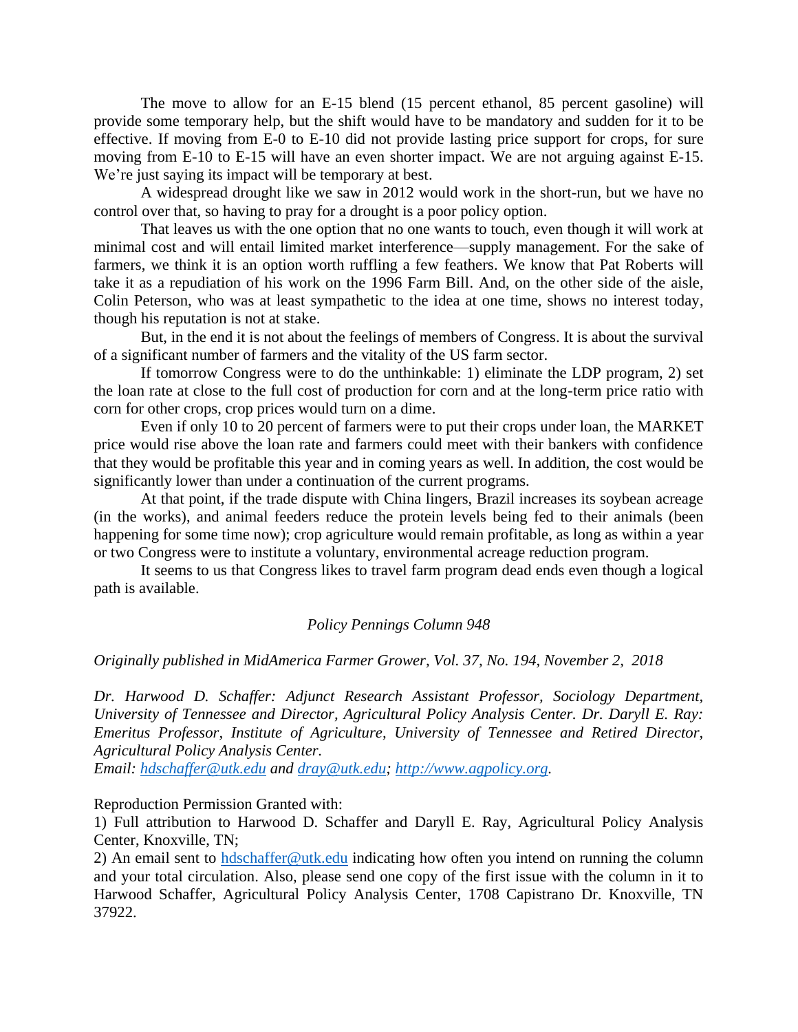The move to allow for an E-15 blend (15 percent ethanol, 85 percent gasoline) will provide some temporary help, but the shift would have to be mandatory and sudden for it to be effective. If moving from E-0 to E-10 did not provide lasting price support for crops, for sure moving from E-10 to E-15 will have an even shorter impact. We are not arguing against E-15. We're just saying its impact will be temporary at best.

A widespread drought like we saw in 2012 would work in the short-run, but we have no control over that, so having to pray for a drought is a poor policy option.

That leaves us with the one option that no one wants to touch, even though it will work at minimal cost and will entail limited market interference—supply management. For the sake of farmers, we think it is an option worth ruffling a few feathers. We know that Pat Roberts will take it as a repudiation of his work on the 1996 Farm Bill. And, on the other side of the aisle, Colin Peterson, who was at least sympathetic to the idea at one time, shows no interest today, though his reputation is not at stake.

But, in the end it is not about the feelings of members of Congress. It is about the survival of a significant number of farmers and the vitality of the US farm sector.

If tomorrow Congress were to do the unthinkable: 1) eliminate the LDP program, 2) set the loan rate at close to the full cost of production for corn and at the long-term price ratio with corn for other crops, crop prices would turn on a dime.

Even if only 10 to 20 percent of farmers were to put their crops under loan, the MARKET price would rise above the loan rate and farmers could meet with their bankers with confidence that they would be profitable this year and in coming years as well. In addition, the cost would be significantly lower than under a continuation of the current programs.

At that point, if the trade dispute with China lingers, Brazil increases its soybean acreage (in the works), and animal feeders reduce the protein levels being fed to their animals (been happening for some time now); crop agriculture would remain profitable, as long as within a year or two Congress were to institute a voluntary, environmental acreage reduction program.

It seems to us that Congress likes to travel farm program dead ends even though a logical path is available.

*Policy Pennings Column 948*

*Originally published in MidAmerica Farmer Grower, Vol. 37, No. 194, November 2, 2018*

*Dr. Harwood D. Schaffer: Adjunct Research Assistant Professor, Sociology Department, University of Tennessee and Director, Agricultural Policy Analysis Center. Dr. Daryll E. Ray: Emeritus Professor, Institute of Agriculture, University of Tennessee and Retired Director, Agricultural Policy Analysis Center.*
*Email: hdschaffer@utk.edu and dray@utk.edu; http://www.agpolicy.org.*

Reproduction Permission Granted with:
1) Full attribution to Harwood D. Schaffer and Daryll E. Ray, Agricultural Policy Analysis Center, Knoxville, TN;
2) An email sent to hdschaffer@utk.edu indicating how often you intend on running the column and your total circulation. Also, please send one copy of the first issue with the column in it to Harwood Schaffer, Agricultural Policy Analysis Center, 1708 Capistrano Dr. Knoxville, TN 37922.